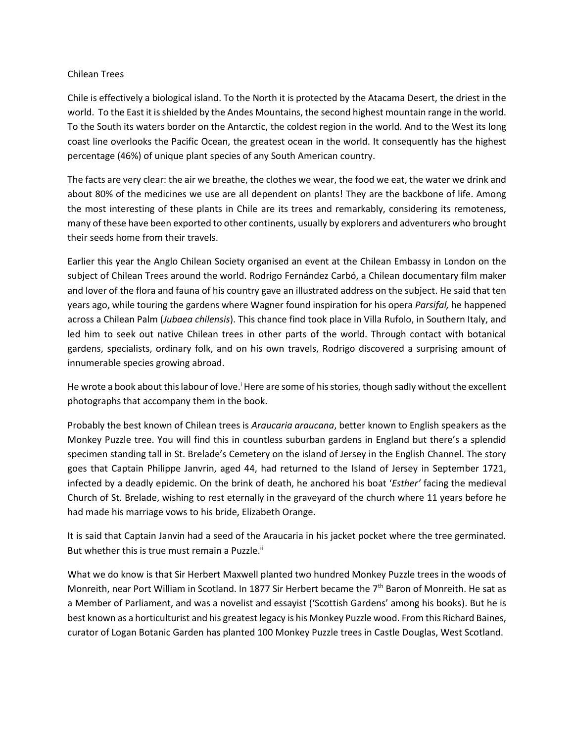# Chilean Trees

Chile is effectively a biological island. To the North it is protected by the Atacama Desert, the driest in the world. To the East it is shielded by the Andes Mountains, the second highest mountain range in the world. To the South its waters border on the Antarctic, the coldest region in the world. And to the West its long coast line overlooks the Pacific Ocean, the greatest ocean in the world. It consequently has the highest percentage (46%) of unique plant species of any South American country.

The facts are very clear: the air we breathe, the clothes we wear, the food we eat, the water we drink and about 80% of the medicines we use are all dependent on plants! They are the backbone of life. Among the most interesting of these plants in Chile are its trees and remarkably, considering its remoteness, many of these have been exported to other continents, usually by explorers and adventurers who brought their seeds home from their travels.

Earlier this year the Anglo Chilean Society organised an event at the Chilean Embassy in London on the subject of Chilean Trees around the world. Rodrigo Fernández Carbó, a Chilean documentary film maker and lover of the flora and fauna of his country gave an illustrated address on the subject. He said that ten years ago, while touring the gardens where Wagner found inspiration for his opera *Parsifal,* he happened across a Chilean Palm (*Jubaea chilensis*). This chance find took place in Villa Rufolo, in Southern Italy, and led him to seek out native Chilean trees in other parts of the world. Through contact with botanical gardens, specialists, ordinary folk, and on his own travels, Rodrigo discovered a surprising amount of innumerable species growing abroad.

He wrote a book about this labour of love.[i] Here are some of his stories, though sadly without the excellent photographs that accompany them in the book.

Probably the best known of Chilean trees is *Araucaria araucana*, better known to English speakers as the Monkey Puzzle tree. You will find this in countless suburban gardens in England but there's a splendid specimen standing tall in St. Brelade's Cemetery on the island of Jersey in the English Channel. The story goes that Captain Philippe Janvrin, aged 44, had returned to the Island of Jersey in September 1721, infected by a deadly epidemic. On the brink of death, he anchored his boat '*Esther'* facing the medieval Church of St. Brelade, wishing to rest eternally in the graveyard of the church where 11 years before he had made his marriage vows to his bride, Elizabeth Orange.

It is said that Captain Janvin had a seed of the Araucaria in his jacket pocket where the tree germinated. But whether this is true must remain a Puzzle.[ii]

What we do know is that Sir Herbert Maxwell planted two hundred Monkey Puzzle trees in the woods of Monreith, near Port William in Scotland. In 1877 Sir Herbert became the 7th Baron of Monreith. He sat as a Member of Parliament, and was a novelist and essayist ('Scottish Gardens' among his books). But he is best known as a horticulturist and his greatest legacy is his Monkey Puzzle wood. From this Richard Baines, curator of Logan Botanic Garden has planted 100 Monkey Puzzle trees in Castle Douglas, West Scotland.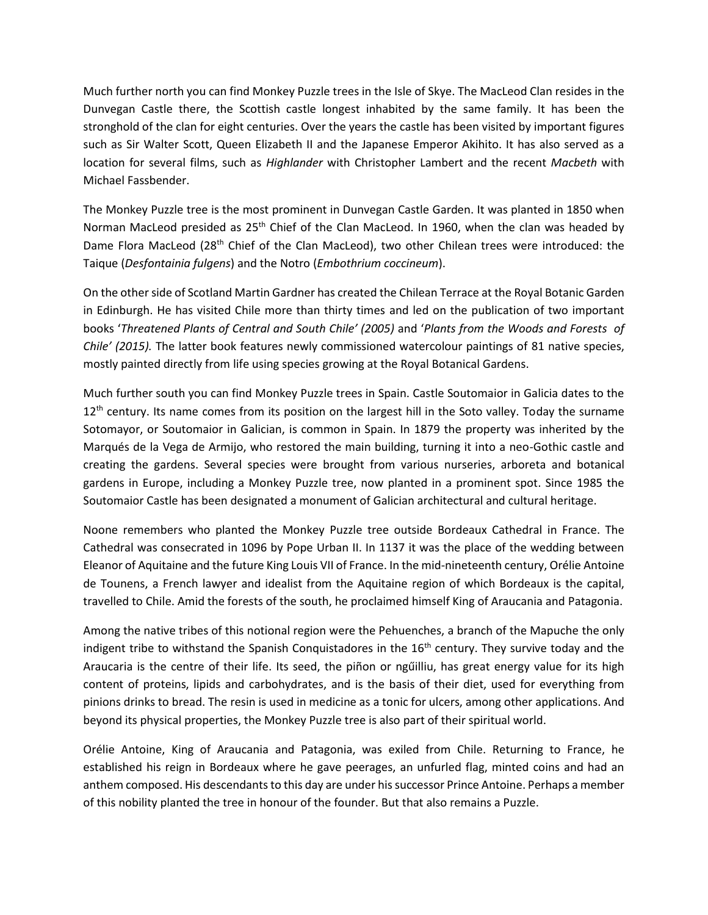Much further north you can find Monkey Puzzle trees in the Isle of Skye. The MacLeod Clan resides in the Dunvegan Castle there, the Scottish castle longest inhabited by the same family. It has been the stronghold of the clan for eight centuries. Over the years the castle has been visited by important figures such as Sir Walter Scott, Queen Elizabeth II and the Japanese Emperor Akihito. It has also served as a location for several films, such as *Highlander* with Christopher Lambert and the recent *Macbeth* with Michael Fassbender.

The Monkey Puzzle tree is the most prominent in Dunvegan Castle Garden. It was planted in 1850 when Norman MacLeod presided as 25th Chief of the Clan MacLeod. In 1960, when the clan was headed by Dame Flora MacLeod (28th Chief of the Clan MacLeod), two other Chilean trees were introduced: the Taique (*Desfontainia fulgens*) and the Notro (*Embothrium coccineum*).

On the other side of Scotland Martin Gardner has created the Chilean Terrace at the Royal Botanic Garden in Edinburgh. He has visited Chile more than thirty times and led on the publication of two important books '*Threatened Plants of Central and South Chile' (2005)* and '*Plants from the Woods and Forests of Chile' (2015).* The latter book features newly commissioned watercolour paintings of 81 native species, mostly painted directly from life using species growing at the Royal Botanical Gardens.

Much further south you can find Monkey Puzzle trees in Spain. Castle Soutomaior in Galicia dates to the 12th century. Its name comes from its position on the largest hill in the Soto valley. Today the surname Sotomayor, or Soutomaior in Galician, is common in Spain. In 1879 the property was inherited by the Marqués de la Vega de Armijo, who restored the main building, turning it into a neo-Gothic castle and creating the gardens. Several species were brought from various nurseries, arboreta and botanical gardens in Europe, including a Monkey Puzzle tree, now planted in a prominent spot. Since 1985 the Soutomaior Castle has been designated a monument of Galician architectural and cultural heritage.

Noone remembers who planted the Monkey Puzzle tree outside Bordeaux Cathedral in France. The Cathedral was consecrated in 1096 by Pope Urban II. In 1137 it was the place of the wedding between Eleanor of Aquitaine and the future King Louis VII of France. In the mid-nineteenth century, Orélie Antoine de Tounens, a French lawyer and idealist from the Aquitaine region of which Bordeaux is the capital, travelled to Chile. Amid the forests of the south, he proclaimed himself King of Araucania and Patagonia.

Among the native tribes of this notional region were the Pehuenches, a branch of the Mapuche the only indigent tribe to withstand the Spanish Conquistadores in the 16th century. They survive today and the Araucaria is the centre of their life. Its seed, the piñon or ngűilliu, has great energy value for its high content of proteins, lipids and carbohydrates, and is the basis of their diet, used for everything from pinions drinks to bread. The resin is used in medicine as a tonic for ulcers, among other applications. And beyond its physical properties, the Monkey Puzzle tree is also part of their spiritual world.

Orélie Antoine, King of Araucania and Patagonia, was exiled from Chile. Returning to France, he established his reign in Bordeaux where he gave peerages, an unfurled flag, minted coins and had an anthem composed. His descendants to this day are under his successor Prince Antoine. Perhaps a member of this nobility planted the tree in honour of the founder. But that also remains a Puzzle.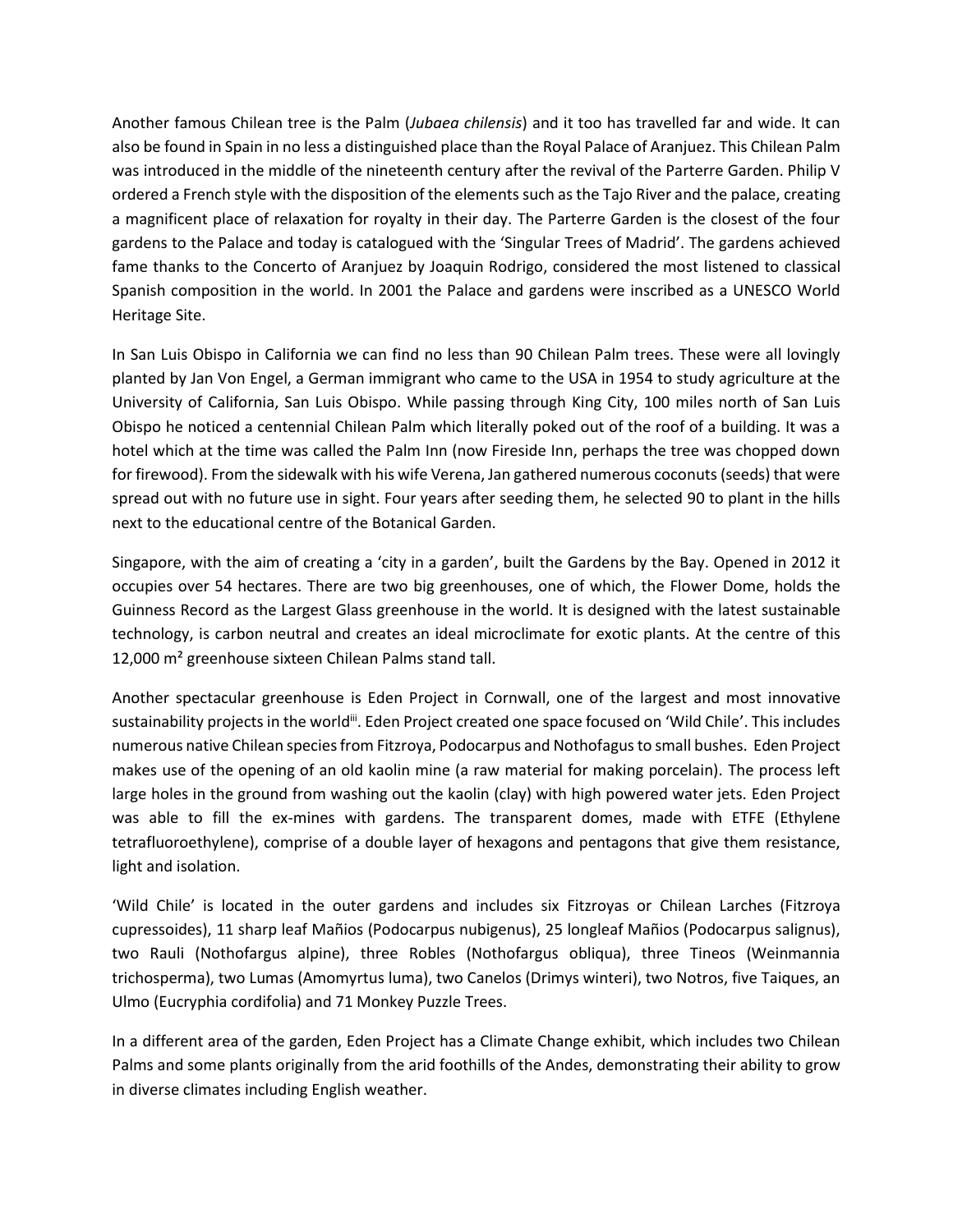Another famous Chilean tree is the Palm (*Jubaea chilensis*) and it too has travelled far and wide. It can also be found in Spain in no less a distinguished place than the Royal Palace of Aranjuez. This Chilean Palm was introduced in the middle of the nineteenth century after the revival of the Parterre Garden. Philip V ordered a French style with the disposition of the elements such as the Tajo River and the palace, creating a magnificent place of relaxation for royalty in their day. The Parterre Garden is the closest of the four gardens to the Palace and today is catalogued with the 'Singular Trees of Madrid'. The gardens achieved fame thanks to the Concerto of Aranjuez by Joaquin Rodrigo, considered the most listened to classical Spanish composition in the world. In 2001 the Palace and gardens were inscribed as a UNESCO World Heritage Site.

In San Luis Obispo in California we can find no less than 90 Chilean Palm trees. These were all lovingly planted by Jan Von Engel, a German immigrant who came to the USA in 1954 to study agriculture at the University of California, San Luis Obispo. While passing through King City, 100 miles north of San Luis Obispo he noticed a centennial Chilean Palm which literally poked out of the roof of a building. It was a hotel which at the time was called the Palm Inn (now Fireside Inn, perhaps the tree was chopped down for firewood). From the sidewalk with his wife Verena, Jan gathered numerous coconuts (seeds) that were spread out with no future use in sight. Four years after seeding them, he selected 90 to plant in the hills next to the educational centre of the Botanical Garden.

Singapore, with the aim of creating a 'city in a garden', built the Gardens by the Bay. Opened in 2012 it occupies over 54 hectares. There are two big greenhouses, one of which, the Flower Dome, holds the Guinness Record as the Largest Glass greenhouse in the world. It is designed with the latest sustainable technology, is carbon neutral and creates an ideal microclimate for exotic plants. At the centre of this 12,000 m² greenhouse sixteen Chilean Palms stand tall.

Another spectacular greenhouse is Eden Project in Cornwall, one of the largest and most innovative sustainability projects in the world[iii]. Eden Project created one space focused on 'Wild Chile'. This includes numerous native Chilean species from Fitzroya, Podocarpus and Nothofagus to small bushes. Eden Project makes use of the opening of an old kaolin mine (a raw material for making porcelain). The process left large holes in the ground from washing out the kaolin (clay) with high powered water jets. Eden Project was able to fill the ex-mines with gardens. The transparent domes, made with ETFE (Ethylene tetrafluoroethylene), comprise of a double layer of hexagons and pentagons that give them resistance, light and isolation.

'Wild Chile' is located in the outer gardens and includes six Fitzroyas or Chilean Larches (Fitzroya cupressoides), 11 sharp leaf Mañios (Podocarpus nubigenus), 25 longleaf Mañios (Podocarpus salignus), two Rauli (Nothofargus alpine), three Robles (Nothofargus obliqua), three Tineos (Weinmannia trichosperma), two Lumas (Amomyrtus luma), two Canelos (Drimys winteri), two Notros, five Taiques, an Ulmo (Eucryphia cordifolia) and 71 Monkey Puzzle Trees.

In a different area of the garden, Eden Project has a Climate Change exhibit, which includes two Chilean Palms and some plants originally from the arid foothills of the Andes, demonstrating their ability to grow in diverse climates including English weather.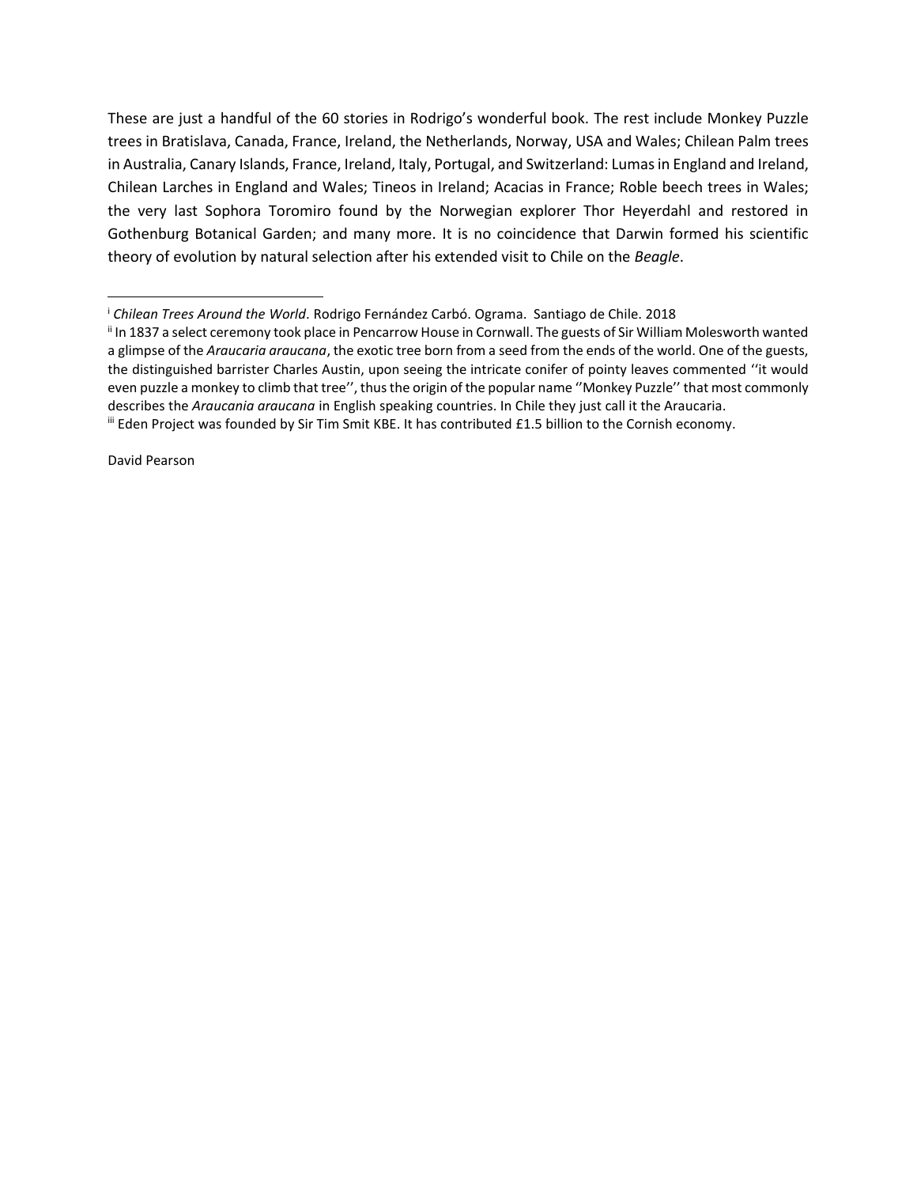These are just a handful of the 60 stories in Rodrigo's wonderful book. The rest include Monkey Puzzle trees in Bratislava, Canada, France, Ireland, the Netherlands, Norway, USA and Wales; Chilean Palm trees in Australia, Canary Islands, France, Ireland, Italy, Portugal, and Switzerland: Lumas in England and Ireland, Chilean Larches in England and Wales; Tineos in Ireland; Acacias in France; Roble beech trees in Wales; the very last Sophora Toromiro found by the Norwegian explorer Thor Heyerdahl and restored in Gothenburg Botanical Garden; and many more. It is no coincidence that Darwin formed his scientific theory of evolution by natural selection after his extended visit to Chile on the *Beagle*.

---

[i] *Chilean Trees Around the World*. Rodrigo Fernández Carbó. Ograma. Santiago de Chile. 2018

[ii] In 1837 a select ceremony took place in Pencarrow House in Cornwall. The guests of Sir William Molesworth wanted a glimpse of the *Araucaria araucana*, the exotic tree born from a seed from the ends of the world. One of the guests, the distinguished barrister Charles Austin, upon seeing the intricate conifer of pointy leaves commented ''it would even puzzle a monkey to climb that tree'', thus the origin of the popular name ''Monkey Puzzle'' that most commonly describes the *Araucania araucana* in English speaking countries. In Chile they just call it the Araucaria.

[iii] Eden Project was founded by Sir Tim Smit KBE. It has contributed £1.5 billion to the Cornish economy.

David Pearson